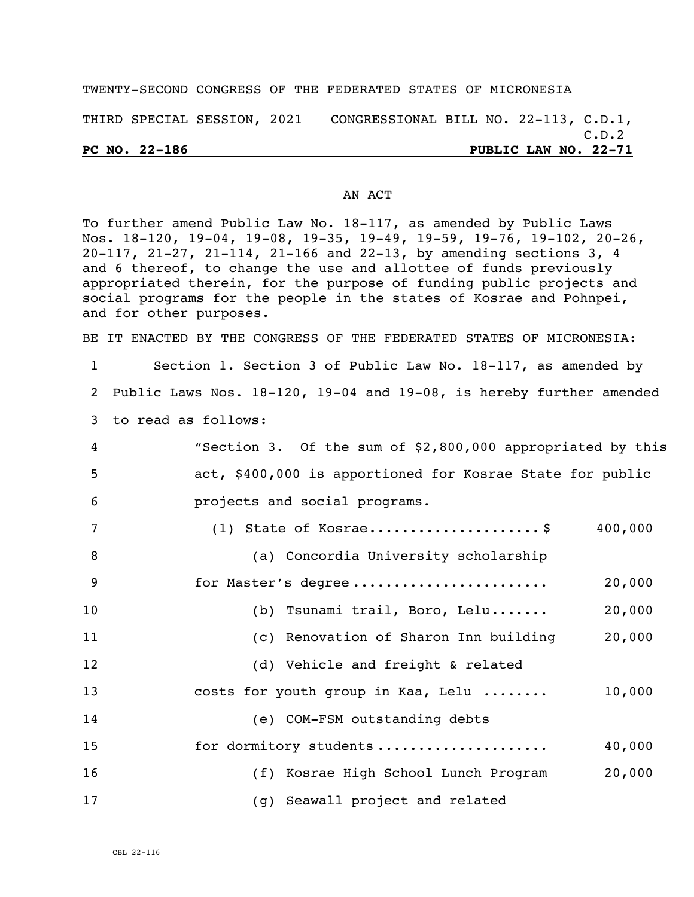TWENTY-SECOND CONGRESS OF THE FEDERATED STATES OF MICRONESIA

THIRD SPECIAL SESSION, 2021 CONGRESSIONAL BILL NO. 22-113, C.D.1, C.D.2

**PC NO. 22-186** **PUBLIC LAW NO. 22-71**

AN ACT

To further amend Public Law No. 18-117, as amended by Public Laws Nos. 18-120, 19-04, 19-08, 19-35, 19-49, 19-59, 19-76, 19-102, 20-26, 20-117, 21-27, 21-114, 21-166 and 22-13, by amending sections 3, 4 and 6 thereof, to change the use and allottee of funds previously appropriated therein, for the purpose of funding public projects and social programs for the people in the states of Kosrae and Pohnpei, and for other purposes.

BE IT ENACTED BY THE CONGRESS OF THE FEDERATED STATES OF MICRONESIA:

1 Section 1. Section 3 of Public Law No. 18-117, as amended by
2 Public Laws Nos. 18-120, 19-04 and 19-08, is hereby further amended
3 to read as follows:

4 "Section 3. Of the sum of $2,800,000 appropriated by this
5 act, $400,000 is apportioned for Kosrae State for public
6 projects and social programs.

| | |
|---|---|
| 7 (1) State of Kosrae....................$ | 400,000 |
| 8 (a) Concordia University scholarship | |
| 9 for Master's degree ....................... | 20,000 |
| 10 (b) Tsunami trail, Boro, Lelu....... | 20,000 |
| 11 (c) Renovation of Sharon Inn building | 20,000 |
| 12 (d) Vehicle and freight & related | |
| 13 costs for youth group in Kaa, Lelu ........ | 10,000 |
| 14 (e) COM-FSM outstanding debts | |
| 15 for dormitory students .................... | 40,000 |
| 16 (f) Kosrae High School Lunch Program | 20,000 |
| 17 (g) Seawall project and related | |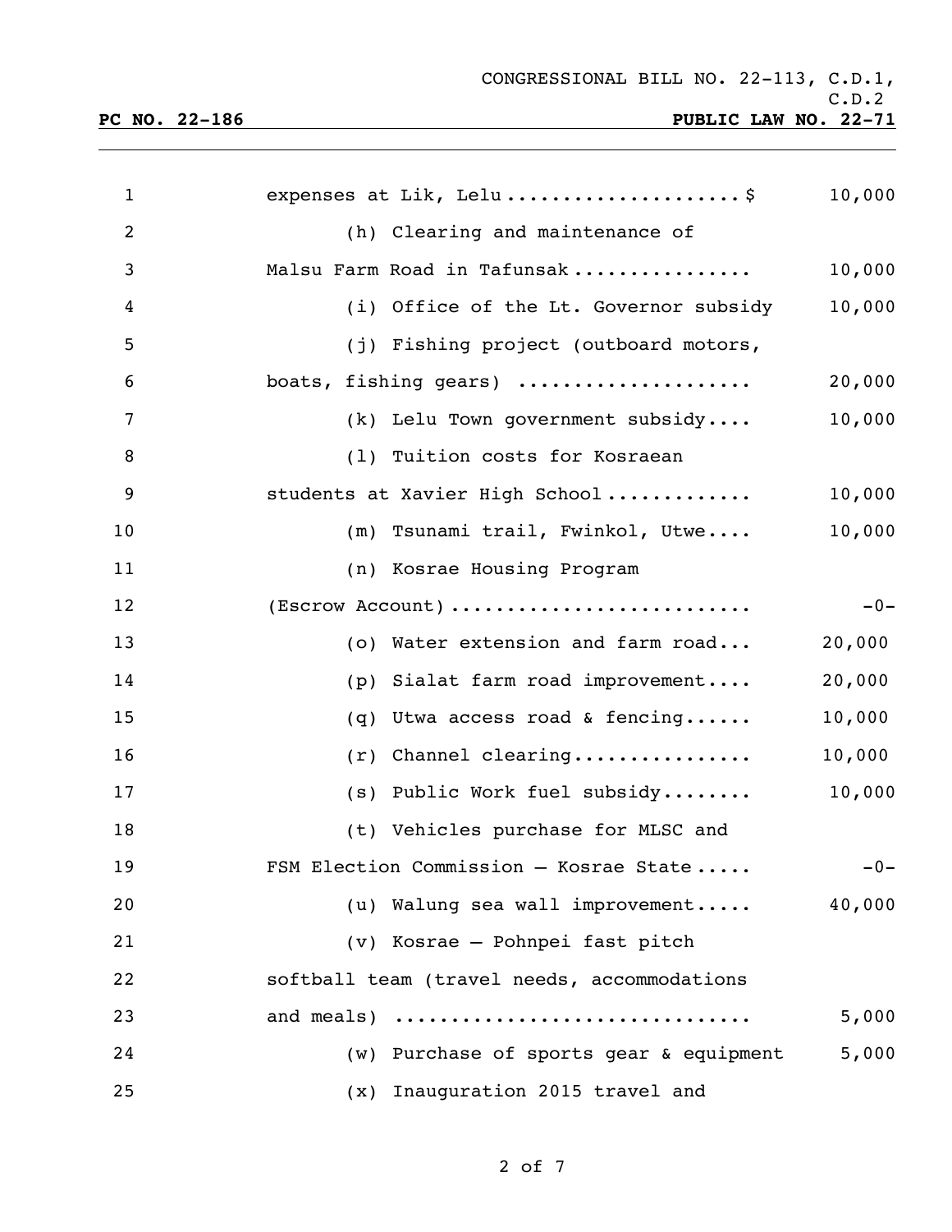expenses at Lik, Lelu ..................... $ 10,000

(h) Clearing and maintenance of Malsu Farm Road in Tafunsak ................ 10,000

(i) Office of the Lt. Governor subsidy 10,000

(j) Fishing project (outboard motors, boats, fishing gears) .................... 20,000

(k) Lelu Town government subsidy.... 10,000

(l) Tuition costs for Kosraean students at Xavier High School ............. 10,000

(m) Tsunami trail, Fwinkol, Utwe.... 10,000

(n) Kosrae Housing Program (Escrow Account) .......................... -0-

(o) Water extension and farm road... 20,000

(p) Sialat farm road improvement.... 20,000

(q) Utwa access road & fencing...... 10,000

(r) Channel clearing................ 10,000

(s) Public Work fuel subsidy........ 10,000

(t) Vehicles purchase for MLSC and FSM Election Commission – Kosrae State ..... -0-

(u) Walung sea wall improvement..... 40,000

(v) Kosrae – Pohnpei fast pitch softball team (travel needs, accommodations and meals) .............................. 5,000

(w) Purchase of sports gear & equipment 5,000

(x) Inauguration 2015 travel and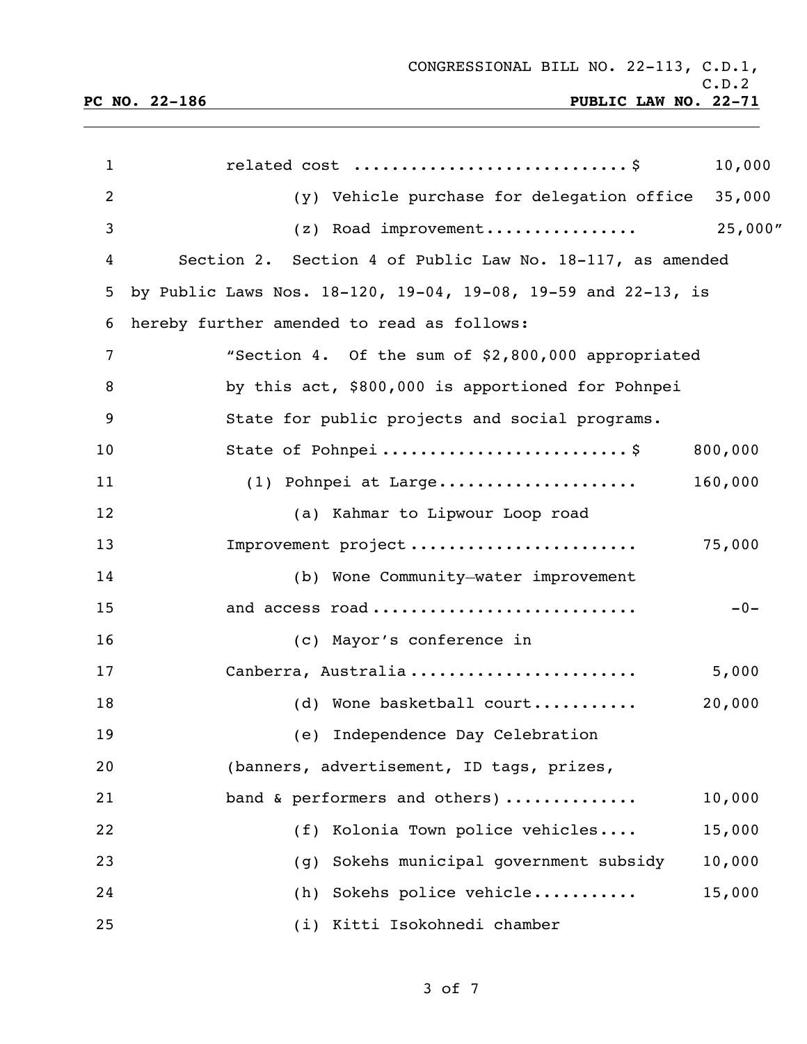related cost ............................$ 10,000

(y) Vehicle purchase for delegation office 35,000

(z) Road improvement................ 25,000"

Section 2. Section 4 of Public Law No. 18-117, as amended by Public Laws Nos. 18-120, 19-04, 19-08, 19-59 and 22-13, is hereby further amended to read as follows:

"Section 4. Of the sum of $2,800,000 appropriated by this act, $800,000 is apportioned for Pohnpei State for public projects and social programs.

| | |
|---|---|
| State of Pohnpei .........................$ | 800,000 |
| (1) Pohnpei at Large..................... | 160,000 |
| (a) Kahmar to Lipwour Loop road Improvement project ........................ | 75,000 |
| (b) Wone Community–water improvement and access road ........................... | -0- |
| (c) Mayor's conference in Canberra, Australia ........................ | 5,000 |
| (d) Wone basketball court........... | 20,000 |
| (e) Independence Day Celebration (banners, advertisement, ID tags, prizes, band & performers and others) ............. | 10,000 |
| (f) Kolonia Town police vehicles.... | 15,000 |
| (g) Sokehs municipal government subsidy | 10,000 |
| (h) Sokehs police vehicle........... | 15,000 |
| (i) Kitti Isokohnedi chamber | |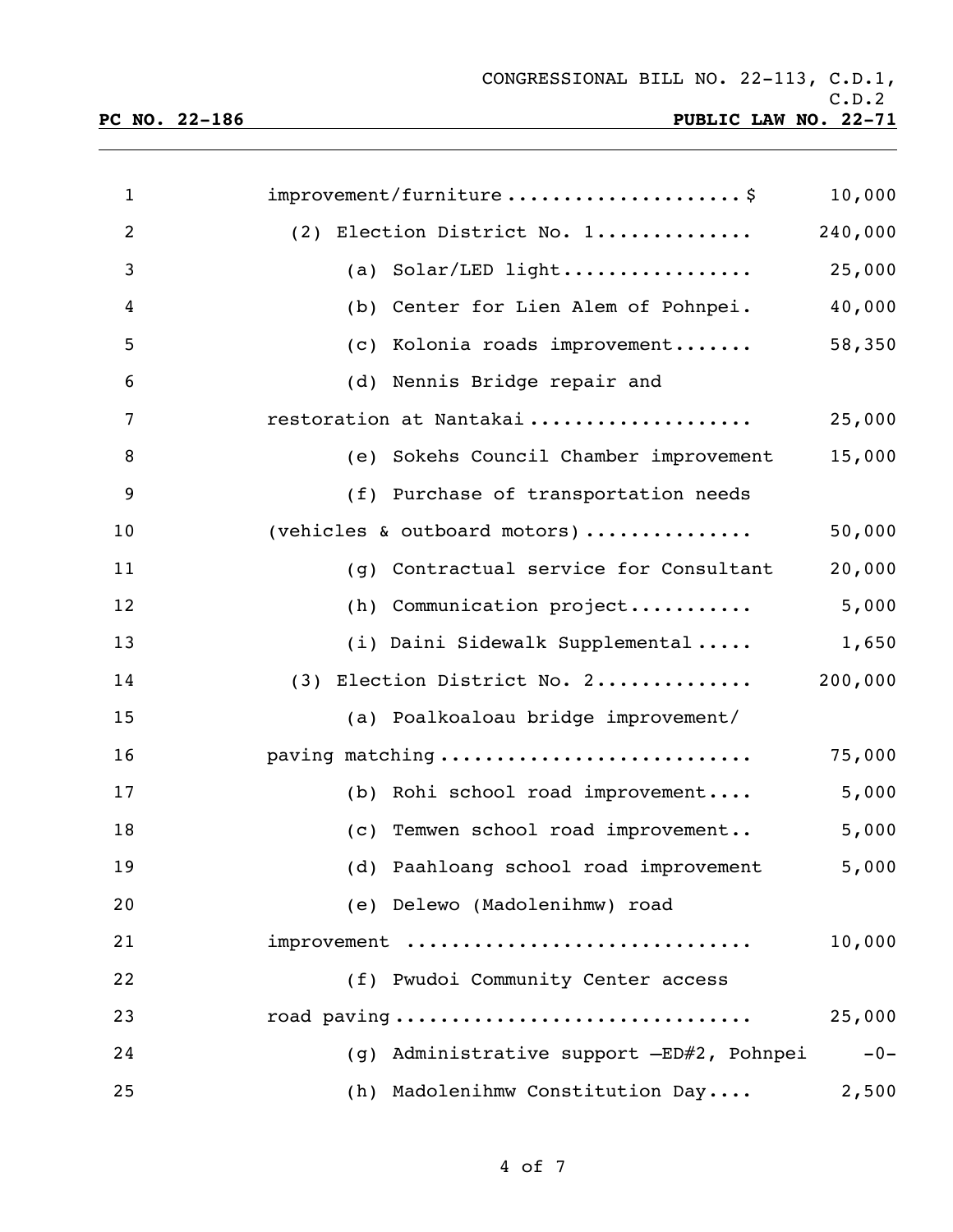improvement/furniture....................$ 10,000

(2) Election District No. 1............. 240,000

(a) Solar/LED light................ 25,000

(b) Center for Lien Alem of Pohnpei. 40,000

(c) Kolonia roads improvement....... 58,350

(d) Nennis Bridge repair and restoration at Nantakai.................. 25,000

(e) Sokehs Council Chamber improvement 15,000

(f) Purchase of transportation needs (vehicles & outboard motors).............. 50,000

(g) Contractual service for Consultant 20,000

(h) Communication project........... 5,000

(i) Daini Sidewalk Supplemental..... 1,650

(3) Election District No. 2............. 200,000

(a) Poalkoaloau bridge improvement/ paving matching.......................... 75,000

(b) Rohi school road improvement.... 5,000

(c) Temwen school road improvement.. 5,000

(d) Paahloang school road improvement 5,000

(e) Delewo (Madolenihmw) road improvement ............................. 10,000

(f) Pwudoi Community Center access road paving.............................. 25,000

(g) Administrative support –ED#2, Pohnpei -0-

(h) Madolenihmw Constitution Day.... 2,500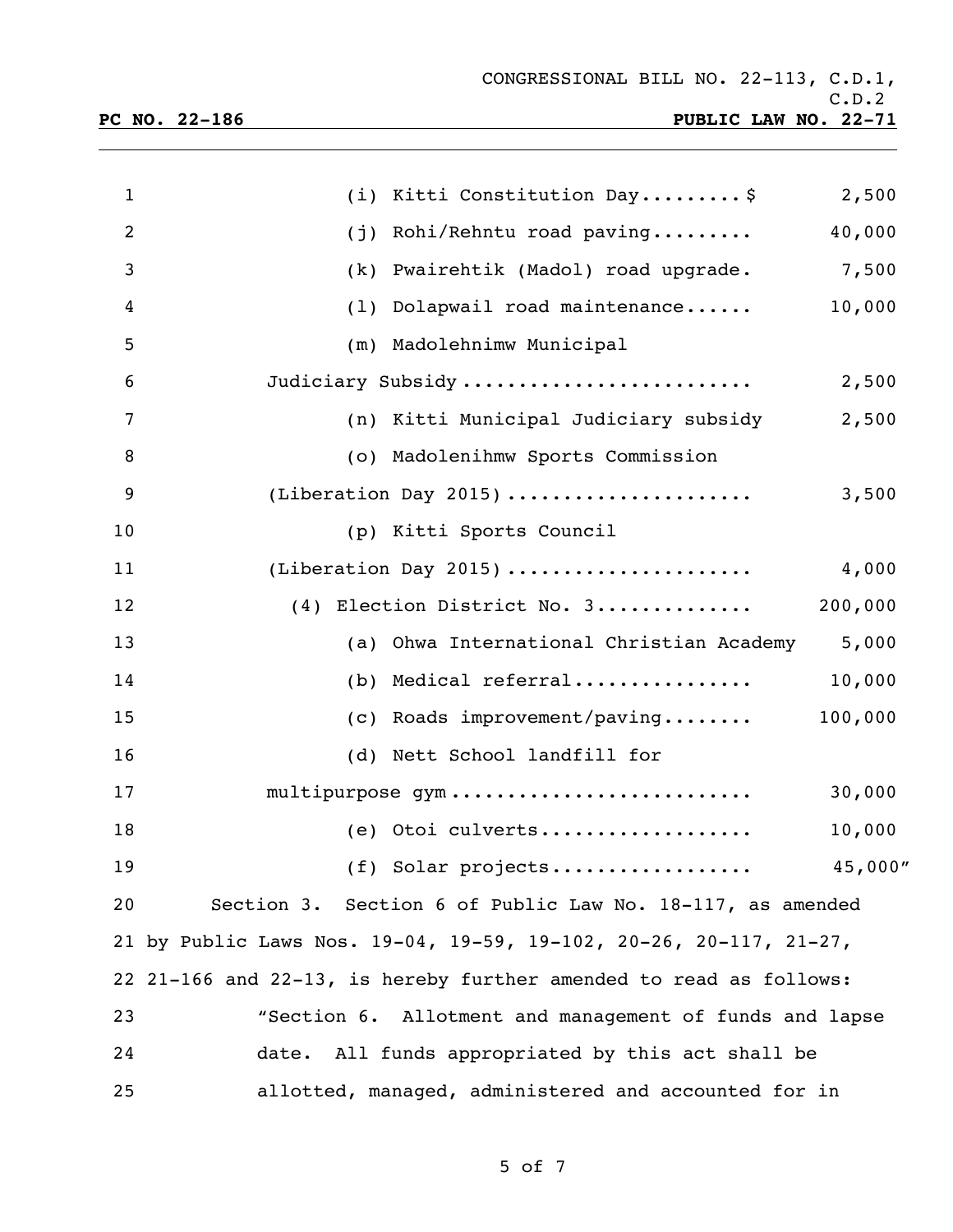(i) Kitti Constitution Day.........$ 2,500

(j) Rohi/Rehntu road paving......... 40,000

(k) Pwairehtik (Madol) road upgrade. 7,500

(l) Dolapwail road maintenance...... 10,000

(m) Madolehnimw Municipal Judiciary Subsidy ......................... 2,500

(n) Kitti Municipal Judiciary subsidy 2,500

(o) Madolenihmw Sports Commission (Liberation Day 2015) ..................... 3,500

(p) Kitti Sports Council (Liberation Day 2015) ..................... 4,000

(4) Election District No. 3............. 200,000

(a) Ohwa International Christian Academy 5,000

(b) Medical referral................ 10,000

(c) Roads improvement/paving........ 100,000

(d) Nett School landfill for multipurpose gym .......................... 30,000

(e) Otoi culverts................... 10,000

(f) Solar projects.................. 45,000"

Section 3. Section 6 of Public Law No. 18-117, as amended by Public Laws Nos. 19-04, 19-59, 19-102, 20-26, 20-117, 21-27, 21-166 and 22-13, is hereby further amended to read as follows:

"Section 6. Allotment and management of funds and lapse date. All funds appropriated by this act shall be allotted, managed, administered and accounted for in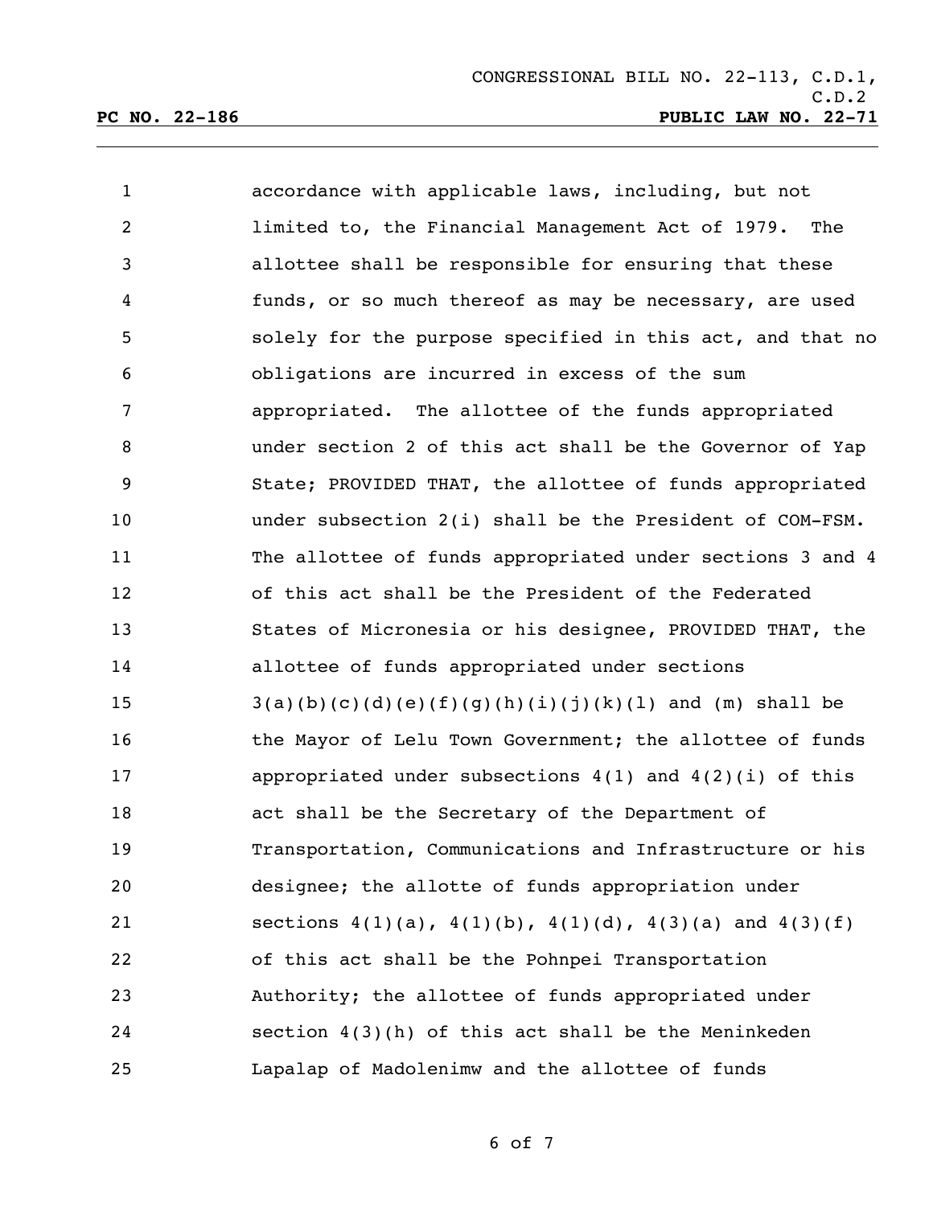accordance with applicable laws, including, but not limited to, the Financial Management Act of 1979. The allottee shall be responsible for ensuring that these funds, or so much thereof as may be necessary, are used solely for the purpose specified in this act, and that no obligations are incurred in excess of the sum appropriated. The allottee of the funds appropriated under section 2 of this act shall be the Governor of Yap State; PROVIDED THAT, the allottee of funds appropriated under subsection 2(i) shall be the President of COM-FSM. The allottee of funds appropriated under sections 3 and 4 of this act shall be the President of the Federated States of Micronesia or his designee, PROVIDED THAT, the allottee of funds appropriated under sections 3(a)(b)(c)(d)(e)(f)(g)(h)(i)(j)(k)(l) and (m) shall be the Mayor of Lelu Town Government; the allottee of funds appropriated under subsections 4(1) and 4(2)(i) of this act shall be the Secretary of the Department of Transportation, Communications and Infrastructure or his designee; the allotte of funds appropriation under sections 4(1)(a), 4(1)(b), 4(1)(d), 4(3)(a) and 4(3)(f) of this act shall be the Pohnpei Transportation Authority; the allottee of funds appropriated under section 4(3)(h) of this act shall be the Meninkeden Lapalap of Madolenimw and the allottee of funds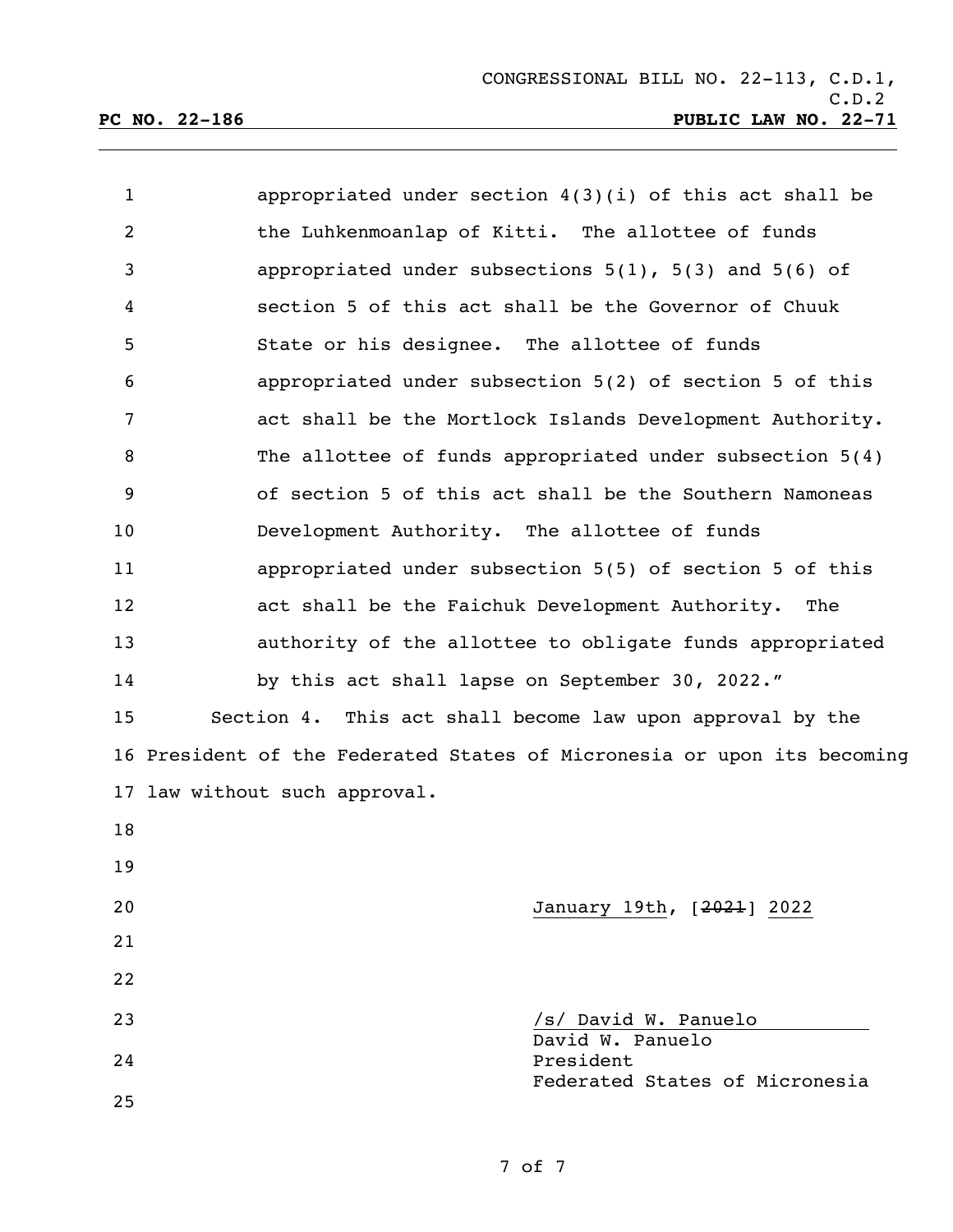appropriated under section 4(3)(i) of this act shall be the Luhkenmoanlap of Kitti. The allottee of funds appropriated under subsections 5(1), 5(3) and 5(6) of section 5 of this act shall be the Governor of Chuuk State or his designee. The allottee of funds appropriated under subsection 5(2) of section 5 of this act shall be the Mortlock Islands Development Authority. The allottee of funds appropriated under subsection 5(4) of section 5 of this act shall be the Southern Namoneas Development Authority. The allottee of funds appropriated under subsection 5(5) of section 5 of this act shall be the Faichuk Development Authority. The authority of the allottee to obligate funds appropriated by this act shall lapse on September 30, 2022."

Section 4. This act shall become law upon approval by the President of the Federated States of Micronesia or upon its becoming law without such approval.

January 19th, [~~2021~~] 2022

/s/ David W. Panuelo
David W. Panuelo
President
Federated States of Micronesia